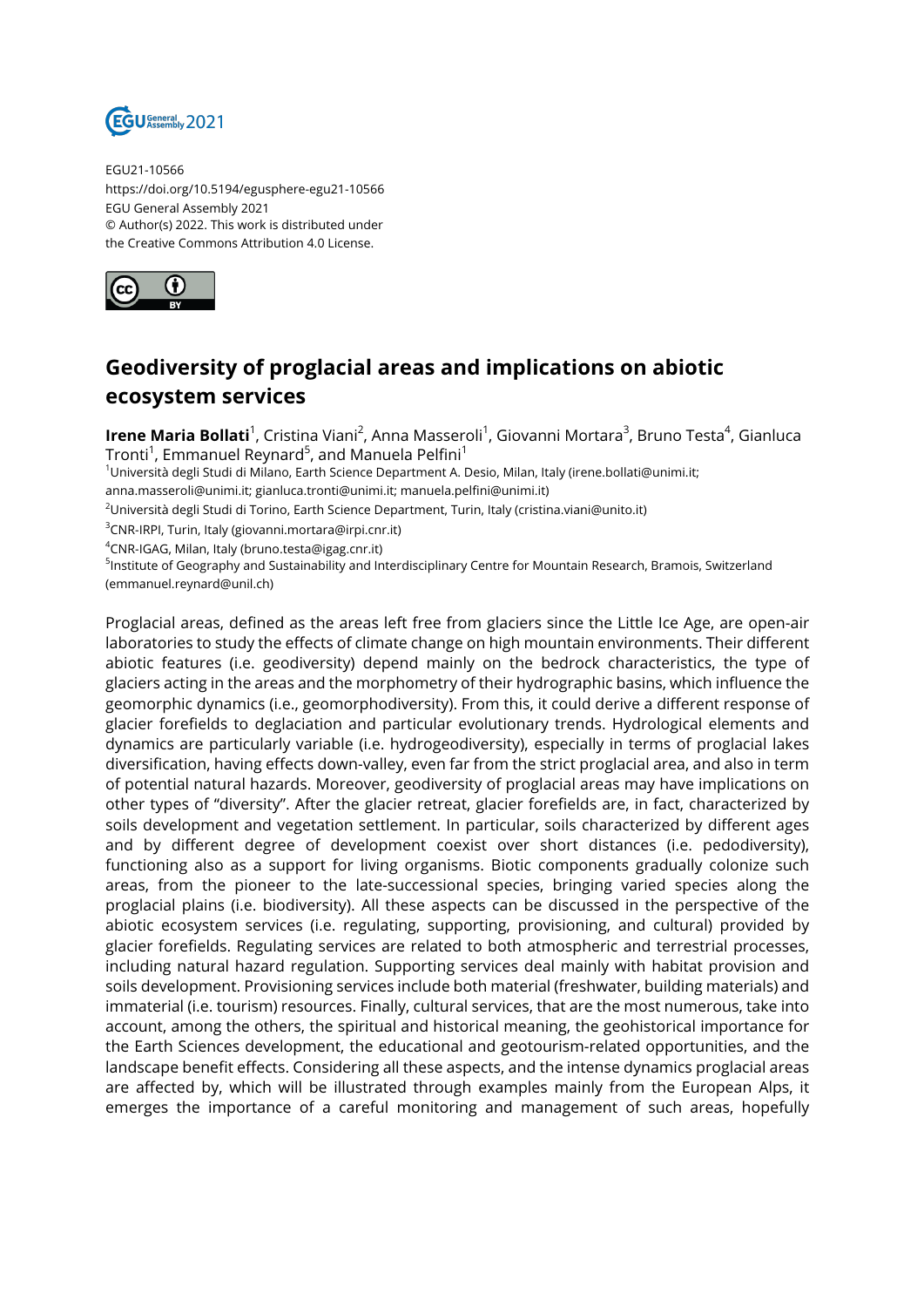EGU21-10566
https://doi.org/10.5194/egusphere-egu21-10566
EGU General Assembly 2021
© Author(s) 2022. This work is distributed under
the Creative Commons Attribution 4.0 License.

# Geodiversity of proglacial areas and implications on abiotic ecosystem services

**Irene Maria Bollati**[1], Cristina Viani[2], Anna Masseroli[1], Giovanni Mortara[3], Bruno Testa[4], Gianluca Tronti[1], Emmanuel Reynard[5], and Manuela Pelfini[1]

[1]Università degli Studi di Milano, Earth Science Department A. Desio, Milan, Italy (irene.bollati@unimi.it; anna.masseroli@unimi.it; gianluca.tronti@unimi.it; manuela.pelfini@unimi.it)
[2]Università degli Studi di Torino, Earth Science Department, Turin, Italy (cristina.viani@unito.it)
[3]CNR-IRPI, Turin, Italy (giovanni.mortara@irpi.cnr.it)
[4]CNR-IGAG, Milan, Italy (bruno.testa@igag.cnr.it)
[5]Institute of Geography and Sustainability and Interdisciplinary Centre for Mountain Research, Bramois, Switzerland (emmanuel.reynard@unil.ch)

Proglacial areas, defined as the areas left free from glaciers since the Little Ice Age, are open-air laboratories to study the effects of climate change on high mountain environments. Their different abiotic features (i.e. geodiversity) depend mainly on the bedrock characteristics, the type of glaciers acting in the areas and the morphometry of their hydrographic basins, which influence the geomorphic dynamics (i.e., geomorphodiversity). From this, it could derive a different response of glacier forefields to deglaciation and particular evolutionary trends. Hydrological elements and dynamics are particularly variable (i.e. hydrogeodiversity), especially in terms of proglacial lakes diversification, having effects down-valley, even far from the strict proglacial area, and also in term of potential natural hazards. Moreover, geodiversity of proglacial areas may have implications on other types of "diversity". After the glacier retreat, glacier forefields are, in fact, characterized by soils development and vegetation settlement. In particular, soils characterized by different ages and by different degree of development coexist over short distances (i.e. pedodiversity), functioning also as a support for living organisms. Biotic components gradually colonize such areas, from the pioneer to the late-successional species, bringing varied species along the proglacial plains (i.e. biodiversity). All these aspects can be discussed in the perspective of the abiotic ecosystem services (i.e. regulating, supporting, provisioning, and cultural) provided by glacier forefields. Regulating services are related to both atmospheric and terrestrial processes, including natural hazard regulation. Supporting services deal mainly with habitat provision and soils development. Provisioning services include both material (freshwater, building materials) and immaterial (i.e. tourism) resources. Finally, cultural services, that are the most numerous, take into account, among the others, the spiritual and historical meaning, the geohistorical importance for the Earth Sciences development, the educational and geotourism-related opportunities, and the landscape benefit effects. Considering all these aspects, and the intense dynamics proglacial areas are affected by, which will be illustrated through examples mainly from the European Alps, it emerges the importance of a careful monitoring and management of such areas, hopefully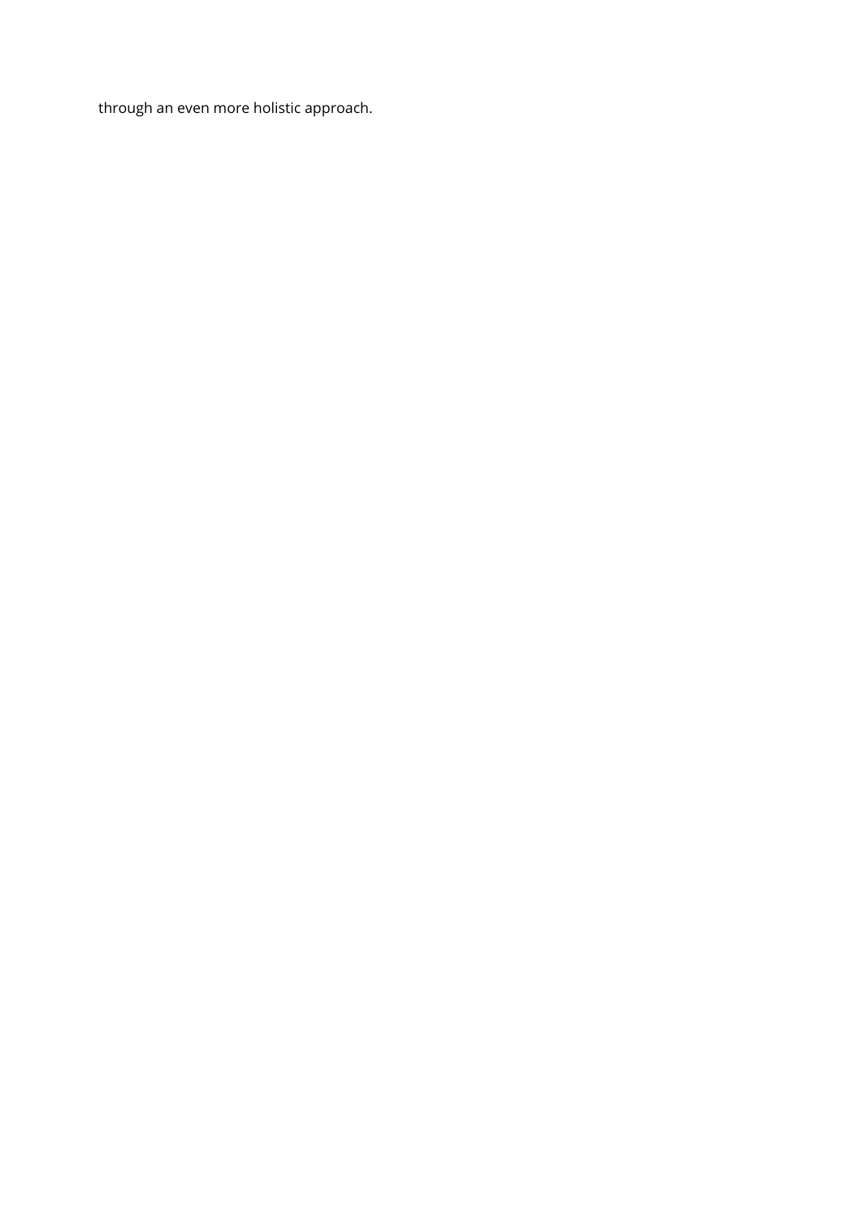through an even more holistic approach.